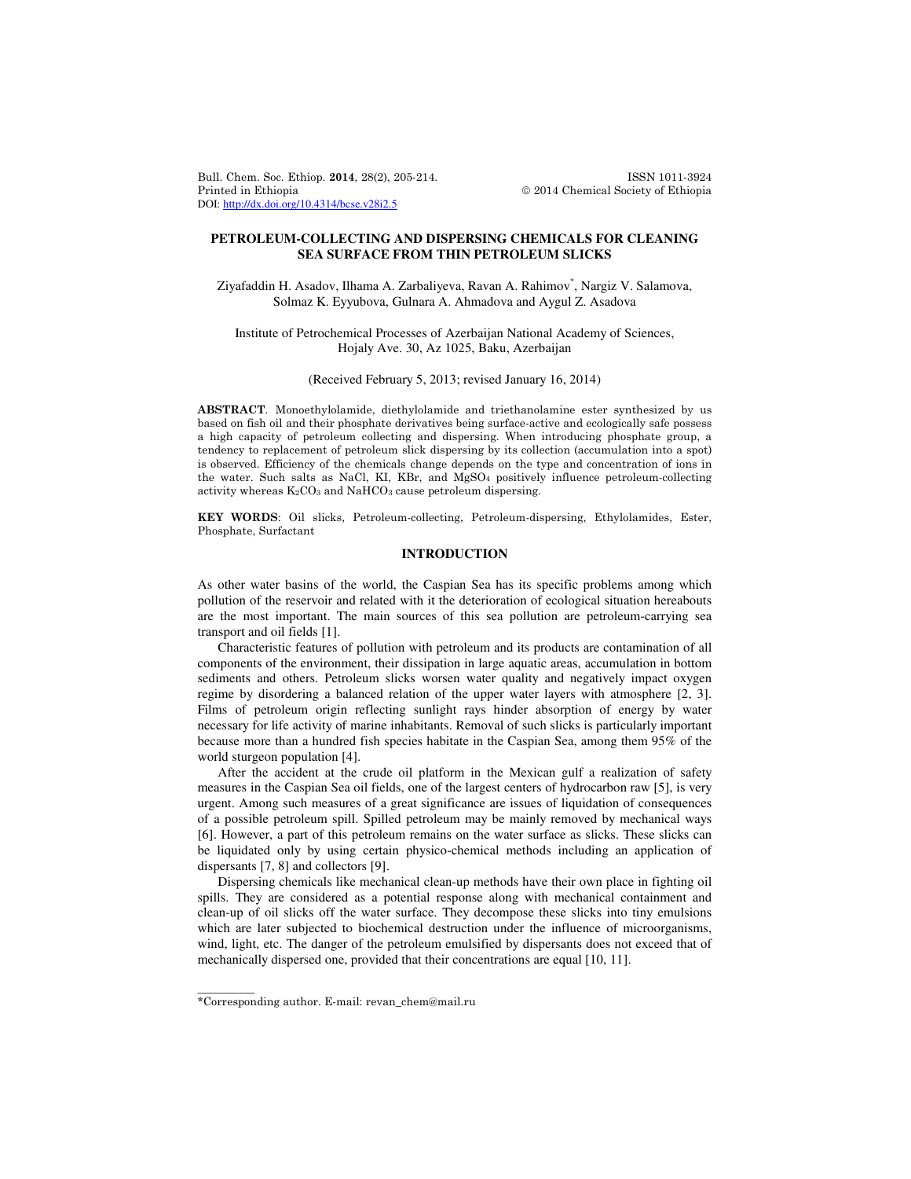# PETROLEUM-COLLECTING AND DISPERSING CHEMICALS FOR CLEANING SEA SURFACE FROM THIN PETROLEUM SLICKS

Ziyafaddin H. Asadov, Ilhama A. Zarbaliyeva, Ravan A. Rahimov*, Nargiz V. Salamova, Solmaz K. Eyyubova, Gulnara A. Ahmadova and Aygul Z. Asadova

Institute of Petrochemical Processes of Azerbaijan National Academy of Sciences, Hojaly Ave. 30, Az 1025, Baku, Azerbaijan

(Received February 5, 2013; revised January 16, 2014)

**ABSTRACT**. Monoethylolamide, diethylolamide and triethanolamine ester synthesized by us based on fish oil and their phosphate derivatives being surface-active and ecologically safe possess a high capacity of petroleum collecting and dispersing. When introducing phosphate group, a tendency to replacement of petroleum slick dispersing by its collection (accumulation into a spot) is observed. Efficiency of the chemicals change depends on the type and concentration of ions in the water. Such salts as NaCl, KI, KBr, and $MgSO_4$ positively influence petroleum-collecting activity whereas $K_2CO_3$ and $NaHCO_3$ cause petroleum dispersing.

**KEY WORDS**: Oil slicks, Petroleum-collecting, Petroleum-dispersing, Ethylolamides, Ester, Phosphate, Surfactant

## INTRODUCTION

As other water basins of the world, the Caspian Sea has its specific problems among which pollution of the reservoir and related with it the deterioration of ecological situation hereabouts are the most important. The main sources of this sea pollution are petroleum-carrying sea transport and oil fields [1].

Characteristic features of pollution with petroleum and its products are contamination of all components of the environment, their dissipation in large aquatic areas, accumulation in bottom sediments and others. Petroleum slicks worsen water quality and negatively impact oxygen regime by disordering a balanced relation of the upper water layers with atmosphere [2, 3]. Films of petroleum origin reflecting sunlight rays hinder absorption of energy by water necessary for life activity of marine inhabitants. Removal of such slicks is particularly important because more than a hundred fish species habitate in the Caspian Sea, among them 95% of the world sturgeon population [4].

After the accident at the crude oil platform in the Mexican gulf a realization of safety measures in the Caspian Sea oil fields, one of the largest centers of hydrocarbon raw [5], is very urgent. Among such measures of a great significance are issues of liquidation of consequences of a possible petroleum spill. Spilled petroleum may be mainly removed by mechanical ways [6]. However, a part of this petroleum remains on the water surface as slicks. These slicks can be liquidated only by using certain physico-chemical methods including an application of dispersants [7, 8] and collectors [9].

Dispersing chemicals like mechanical clean-up methods have their own place in fighting oil spills. They are considered as a potential response along with mechanical containment and clean-up of oil slicks off the water surface. They decompose these slicks into tiny emulsions which are later subjected to biochemical destruction under the influence of microorganisms, wind, light, etc. The danger of the petroleum emulsified by dispersants does not exceed that of mechanically dispersed one, provided that their concentrations are equal [10, 11].

*Corresponding author. E-mail: revan_chem@mail.ru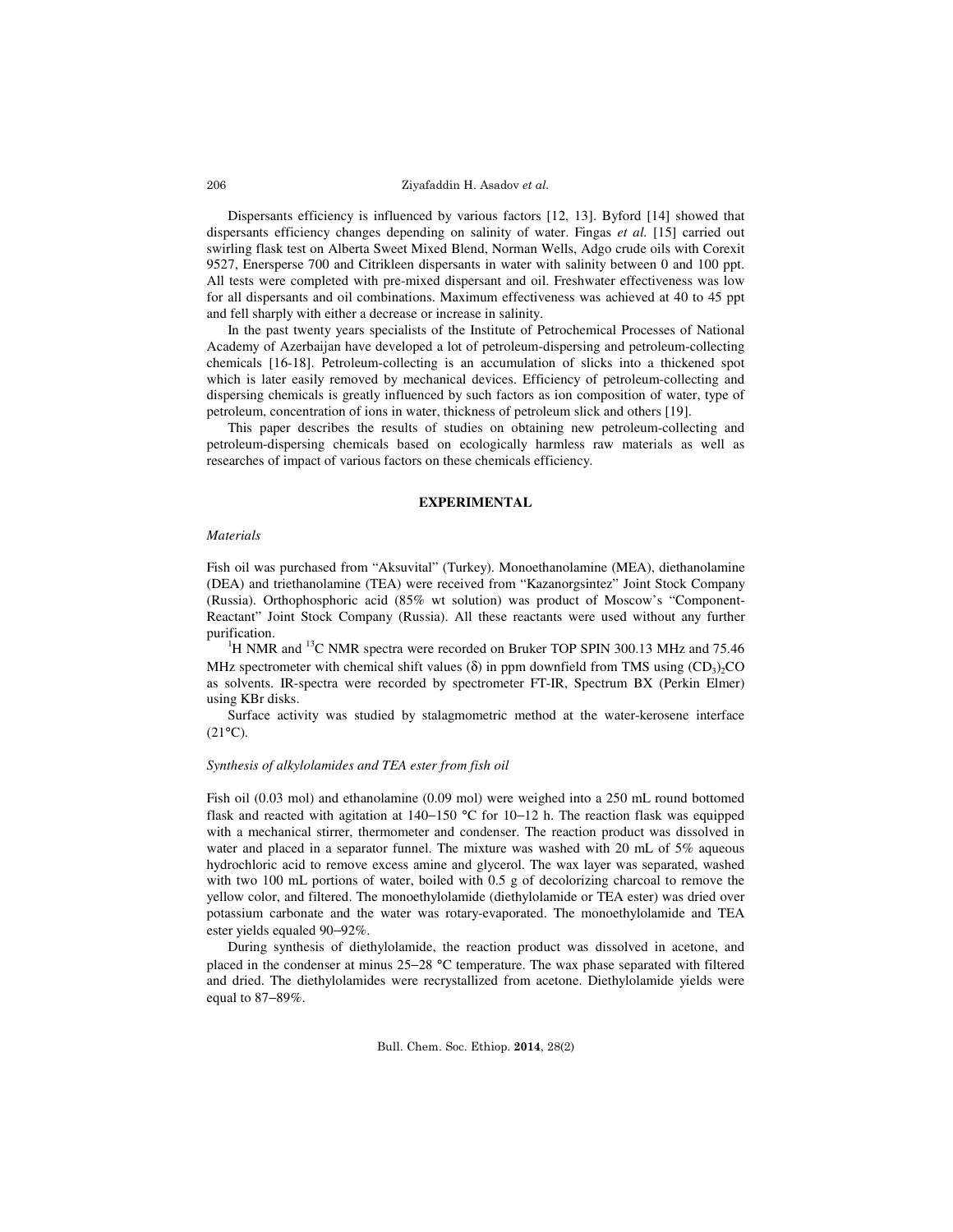Dispersants efficiency is influenced by various factors [12, 13]. Byford [14] showed that dispersants efficiency changes depending on salinity of water. Fingas *et al.* [15] carried out swirling flask test on Alberta Sweet Mixed Blend, Norman Wells, Adgo crude oils with Corexit 9527, Enersperse 700 and Citrikleen dispersants in water with salinity between 0 and 100 ppt. All tests were completed with pre-mixed dispersant and oil. Freshwater effectiveness was low for all dispersants and oil combinations. Maximum effectiveness was achieved at 40 to 45 ppt and fell sharply with either a decrease or increase in salinity.

In the past twenty years specialists of the Institute of Petrochemical Processes of National Academy of Azerbaijan have developed a lot of petroleum-dispersing and petroleum-collecting chemicals [16-18]. Petroleum-collecting is an accumulation of slicks into a thickened spot which is later easily removed by mechanical devices. Efficiency of petroleum-collecting and dispersing chemicals is greatly influenced by such factors as ion composition of water, type of petroleum, concentration of ions in water, thickness of petroleum slick and others [19].

This paper describes the results of studies on obtaining new petroleum-collecting and petroleum-dispersing chemicals based on ecologically harmless raw materials as well as researches of impact of various factors on these chemicals efficiency.

## EXPERIMENTAL

### *Materials*

Fish oil was purchased from "Aksuvital" (Turkey). Monoethanolamine (MEA), diethanolamine (DEA) and triethanolamine (TEA) were received from "Kazanorgsintez" Joint Stock Company (Russia). Orthophosphoric acid (85% wt solution) was product of Moscow's "Component-Reactant" Joint Stock Company (Russia). All these reactants were used without any further purification.

$^{1}H$ NMR and $^{13}C$ NMR spectra were recorded on Bruker TOP SPIN 300.13 MHz and 75.46 MHz spectrometer with chemical shift values (δ) in ppm downfield from TMS using $(CD_3)_2CO$ as solvents. IR-spectra were recorded by spectrometer FT-IR, Spectrum BX (Perkin Elmer) using KBr disks.

Surface activity was studied by stalagmometric method at the water-kerosene interface (21°C).

### *Synthesis of alkylolamides and TEA ester from fish oil*

Fish oil (0.03 mol) and ethanolamine (0.09 mol) were weighed into a 250 mL round bottomed flask and reacted with agitation at 140−150 °C for 10−12 h. The reaction flask was equipped with a mechanical stirrer, thermometer and condenser. The reaction product was dissolved in water and placed in a separator funnel. The mixture was washed with 20 mL of 5% aqueous hydrochloric acid to remove excess amine and glycerol. The wax layer was separated, washed with two 100 mL portions of water, boiled with 0.5 g of decolorizing charcoal to remove the yellow color, and filtered. The monoethylolamide (diethylolamide or TEA ester) was dried over potassium carbonate and the water was rotary-evaporated. The monoethylolamide and TEA ester yields equaled 90−92%.

During synthesis of diethylolamide, the reaction product was dissolved in acetone, and placed in the condenser at minus 25−28 °C temperature. The wax phase separated with filtered and dried. The diethylolamides were recrystallized from acetone. Diethylolamide yields were equal to 87−89%.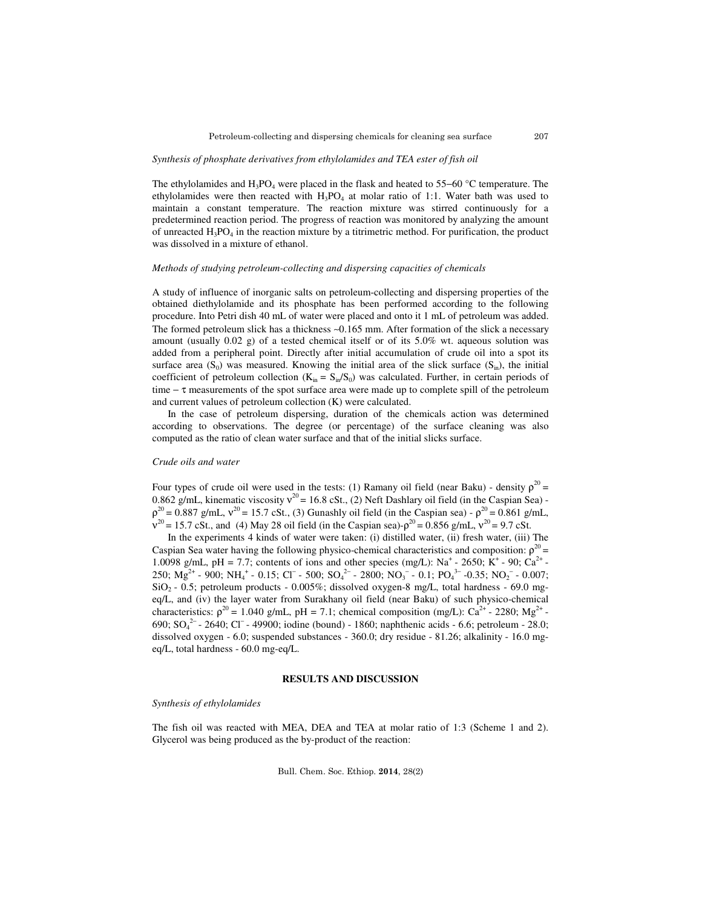*Synthesis of phosphate derivatives from ethylolamides and TEA ester of fish oil*

The ethylolamides and $H_3PO_4$ were placed in the flask and heated to 55–60 °C temperature. The ethylolamides were then reacted with $H_3PO_4$ at molar ratio of 1:1. Water bath was used to maintain a constant temperature. The reaction mixture was stirred continuously for a predetermined reaction period. The progress of reaction was monitored by analyzing the amount of unreacted $H_3PO_4$ in the reaction mixture by a titrimetric method. For purification, the product was dissolved in a mixture of ethanol.

*Methods of studying petroleum-collecting and dispersing capacities of chemicals*

A study of influence of inorganic salts on petroleum-collecting and dispersing properties of the obtained diethylolamide and its phosphate has been performed according to the following procedure. Into Petri dish 40 mL of water were placed and onto it 1 mL of petroleum was added. The formed petroleum slick has a thickness ~0.165 mm. After formation of the slick a necessary amount (usually 0.02 g) of a tested chemical itself or of its 5.0% wt. aqueous solution was added from a peripheral point. Directly after initial accumulation of crude oil into a spot its surface area ($S_0$) was measured. Knowing the initial area of the slick surface ($S_{in}$), the initial coefficient of petroleum collection ($K_{in} = S_{in}/S_0$) was calculated. Further, in certain periods of time – $\tau$ measurements of the spot surface area were made up to complete spill of the petroleum and current values of petroleum collection (K) were calculated.

In the case of petroleum dispersing, duration of the chemicals action was determined according to observations. The degree (or percentage) of the surface cleaning was also computed as the ratio of clean water surface and that of the initial slicks surface.

*Crude oils and water*

Four types of crude oil were used in the tests: (1) Ramany oil field (near Baku) - density $\rho^{20}$ = 0.862 g/mL, kinematic viscosity $\nu^{20}$ = 16.8 cSt., (2) Neft Dashlary oil field (in the Caspian Sea) - $\rho^{20}$ = 0.887 g/mL, $\nu^{20}$ = 15.7 cSt., (3) Gunashly oil field (in the Caspian sea) - $\rho^{20}$ = 0.861 g/mL, $\nu^{20}$ = 15.7 cSt., and (4) May 28 oil field (in the Caspian sea)-$\rho^{20}$ = 0.856 g/mL, $\nu^{20}$ = 9.7 cSt.

In the experiments 4 kinds of water were taken: (i) distilled water, (ii) fresh water, (iii) The Caspian Sea water having the following physico-chemical characteristics and composition: $\rho^{20}$ = 1.0098 g/mL, pH = 7.7; contents of ions and other species (mg/L): $Na^+$ - 2650; $K^+$ - 90; $Ca^{2+}$ - 250; $Mg^{2+}$ - 900; $NH_4^+$ - 0.15; $Cl^-$ - 500; $SO_4^{2-}$ - 2800; $NO_3^-$ - 0.1; $PO_4^{3-}$ -0.35; $NO_2^-$ - 0.007; $SiO_2$ - 0.5; petroleum products - 0.005%; dissolved oxygen-8 mg/L, total hardness - 69.0 mg-eq/L, and (iv) the layer water from Surakhany oil field (near Baku) of such physico-chemical characteristics: $\rho^{20}$ = 1.040 g/mL, pH = 7.1; chemical composition (mg/L): $Ca^{2+}$ - 2280; $Mg^{2+}$ - 690; $SO_4^{2-}$ - 2640; $Cl^-$ - 49900; iodine (bound) - 1860; naphthenic acids - 6.6; petroleum - 28.0; dissolved oxygen - 6.0; suspended substances - 360.0; dry residue - 81.26; alkalinity - 16.0 mg-eq/L, total hardness - 60.0 mg-eq/L.

## RESULTS AND DISCUSSION

*Synthesis of ethylolamides*

The fish oil was reacted with MEA, DEA and TEA at molar ratio of 1:3 (Scheme 1 and 2). Glycerol was being produced as the by-product of the reaction: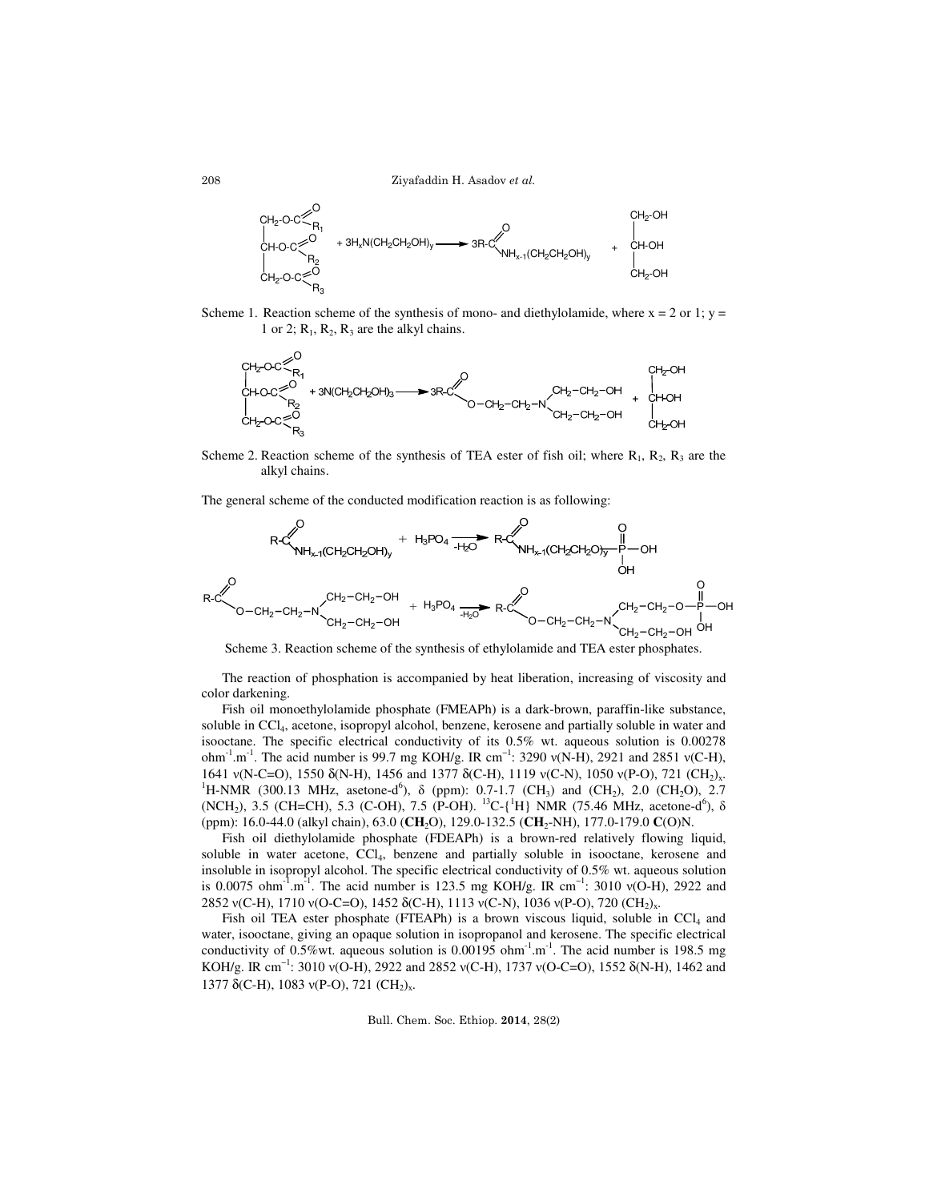Scheme 1. Reaction scheme of the synthesis of mono- and diethylolamide, where x = 2 or 1; y = 1 or 2; $R_1$, $R_2$, $R_3$ are the alkyl chains.

Scheme 2. Reaction scheme of the synthesis of TEA ester of fish oil; where $R_1$, $R_2$, $R_3$ are the alkyl chains.

The general scheme of the conducted modification reaction is as following:

Scheme 3. Reaction scheme of the synthesis of ethylolamide and TEA ester phosphates.

The reaction of phosphation is accompanied by heat liberation, increasing of viscosity and color darkening.

Fish oil monoethylolamide phosphate (FMEAPh) is a dark-brown, paraffin-like substance, soluble in $CCl_4$, acetone, isopropyl alcohol, benzene, kerosene and partially soluble in water and isooctane. The specific electrical conductivity of its 0.5% wt. aqueous solution is 0.00278 $ohm^{-1}.m^{-1}$. The acid number is 99.7 mg KOH/g. IR $cm^{-1}$: 3290 ν(N-H), 2921 and 2851 ν(C-H), 1641 ν(N-C=O), 1550 δ(N-H), 1456 and 1377 δ(C-H), 1119 ν(C-N), 1050 ν(P-O), 721 $(CH_2)_x$. $^1$H-NMR (300.13 MHz, asetone-$d^6$), δ (ppm): 0.7-1.7 ($CH_3$) and ($CH_2$), 2.0 ($CH_2O$), 2.7 ($NCH_2$), 3.5 (CH=CH), 5.3 (C-OH), 7.5 (P-OH). $^{13}$C-{$^1$H} NMR (75.46 MHz, acetone-$d^6$), δ (ppm): 16.0-44.0 (alkyl chain), 63.0 (**$CH_2$**O), 129.0-132.5 (**$CH_2$**-NH), 177.0-179.0 **C**(O)N.

Fish oil diethylolamide phosphate (FDEAPh) is a brown-red relatively flowing liquid, soluble in water acetone, $CCl_4$, benzene and partially soluble in isooctane, kerosene and insoluble in isopropyl alcohol. The specific electrical conductivity of 0.5% wt. aqueous solution is 0.0075 $ohm^{-1}.m^{-1}$. The acid number is 123.5 mg KOH/g. IR $cm^{-1}$: 3010 ν(O-H), 2922 and 2852 ν(C-H), 1710 ν(O-C=O), 1452 δ(C-H), 1113 ν(C-N), 1036 ν(P-O), 720 $(CH_2)_x$.

Fish oil TEA ester phosphate (FTEAPh) is a brown viscous liquid, soluble in $CCl_4$ and water, isooctane, giving an opaque solution in isopropanol and kerosene. The specific electrical conductivity of 0.5%wt. aqueous solution is 0.00195 $ohm^{-1}.m^{-1}$. The acid number is 198.5 mg KOH/g. IR $cm^{-1}$: 3010 ν(O-H), 2922 and 2852 ν(C-H), 1737 ν(O-C=O), 1552 δ(N-H), 1462 and 1377 δ(C-H), 1083 ν(P-O), 721 $(CH_2)_x$.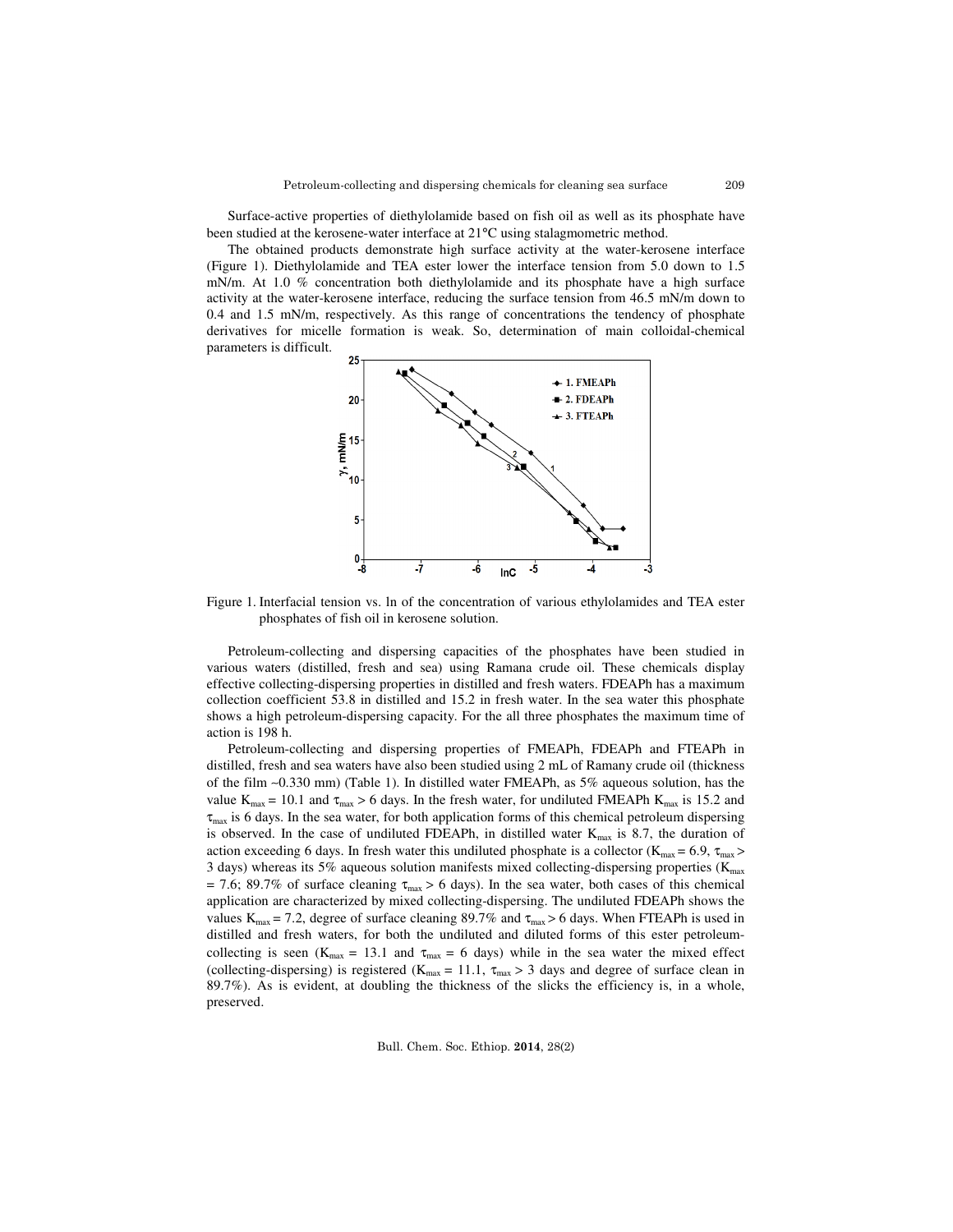Surface-active properties of diethylolamide based on fish oil as well as its phosphate have been studied at the kerosene-water interface at 21°C using stalagmometric method.

The obtained products demonstrate high surface activity at the water-kerosene interface (Figure 1). Diethylolamide and TEA ester lower the interface tension from 5.0 down to 1.5 mN/m. At 1.0 % concentration both diethylolamide and its phosphate have a high surface activity at the water-kerosene interface, reducing the surface tension from 46.5 mN/m down to 0.4 and 1.5 mN/m, respectively. As this range of concentrations the tendency of phosphate derivatives for micelle formation is weak. So, determination of main colloidal-chemical parameters is difficult.

Figure 1. Interfacial tension vs. ln of the concentration of various ethylolamides and TEA ester phosphates of fish oil in kerosene solution.

Petroleum-collecting and dispersing capacities of the phosphates have been studied in various waters (distilled, fresh and sea) using Ramana crude oil. These chemicals display effective collecting-dispersing properties in distilled and fresh waters. FDEAPh has a maximum collection coefficient 53.8 in distilled and 15.2 in fresh water. In the sea water this phosphate shows a high petroleum-dispersing capacity. For the all three phosphates the maximum time of action is 198 h.

Petroleum-collecting and dispersing properties of FMEAPh, FDEAPh and FTEAPh in distilled, fresh and sea waters have also been studied using 2 mL of Ramany crude oil (thickness of the film ~0.330 mm) (Table 1). In distilled water FMEAPh, as 5% aqueous solution, has the value $K_{max}$ = 10.1 and $\tau_{max}$ > 6 days. In the fresh water, for undiluted FMEAPh $K_{max}$ is 15.2 and $\tau_{max}$ is 6 days. In the sea water, for both application forms of this chemical petroleum dispersing is observed. In the case of undiluted FDEAPh, in distilled water $K_{max}$ is 8.7, the duration of action exceeding 6 days. In fresh water this undiluted phosphate is a collector ($K_{max}$ = 6.9, $\tau_{max}$ > 3 days) whereas its 5% aqueous solution manifests mixed collecting-dispersing properties ($K_{max}$ = 7.6; 89.7% of surface cleaning $\tau_{max}$ > 6 days). In the sea water, both cases of this chemical application are characterized by mixed collecting-dispersing. The undiluted FDEAPh shows the values $K_{max}$ = 7.2, degree of surface cleaning 89.7% and $\tau_{max}$ > 6 days. When FTEAPh is used in distilled and fresh waters, for both the undiluted and diluted forms of this ester petroleum-collecting is seen ($K_{max}$ = 13.1 and $\tau_{max}$ = 6 days) while in the sea water the mixed effect (collecting-dispersing) is registered ($K_{max}$ = 11.1, $\tau_{max}$ > 3 days and degree of surface clean in 89.7%). As is evident, at doubling the thickness of the slicks the efficiency is, in a whole, preserved.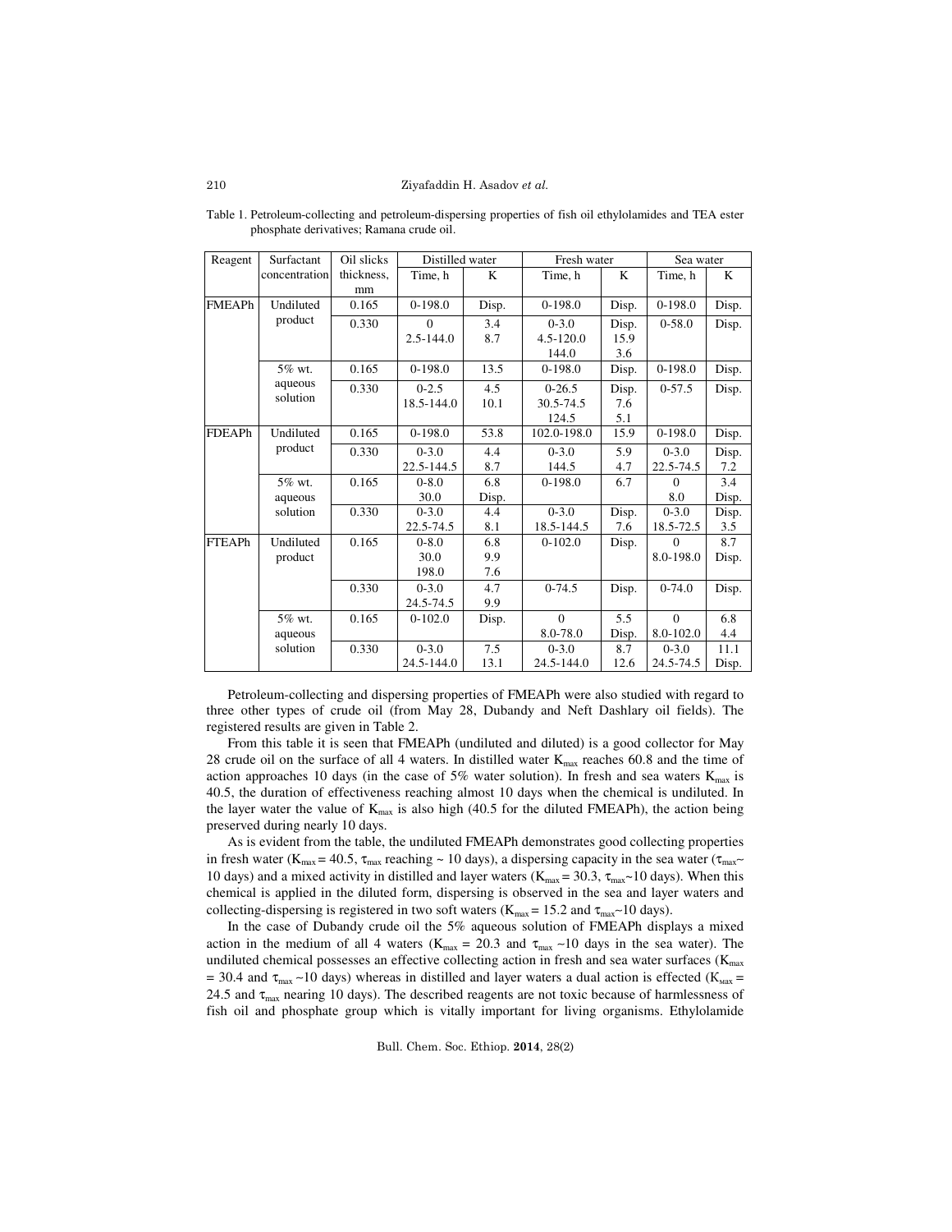Table 1. Petroleum-collecting and petroleum-dispersing properties of fish oil ethylolamides and TEA ester phosphate derivatives; Ramana crude oil.

| Reagent | Surfactant concentration | Oil slicks thickness, mm | Distilled water | | Fresh water | | Sea water | |
|---|---|---|---|---|---|---|---|---|
| | | | Time, h | K | Time, h | K | Time, h | K |
| FMEAPh | Undiluted product | 0.165 | 0-198.0 | Disp. | 0-198.0 | Disp. | 0-198.0 | Disp. |
| | | 0.330 | 0<br>2.5-144.0 | 3.4<br>8.7 | 0-3.0<br>4.5-120.0<br>144.0 | Disp.<br>15.9<br>3.6 | 0-58.0 | Disp. |
| | 5% wt. aqueous solution | 0.165 | 0-198.0 | 13.5 | 0-198.0 | Disp. | 0-198.0 | Disp. |
| | | 0.330 | 0-2.5<br>18.5-144.0 | 4.5<br>10.1 | 0-26.5<br>30.5-74.5<br>124.5 | Disp.<br>7.6<br>5.1 | 0-57.5 | Disp. |
| FDEAPh | Undiluted product | 0.165 | 0-198.0 | 53.8 | 102.0-198.0 | 15.9 | 0-198.0 | Disp. |
| | | 0.330 | 0-3.0<br>22.5-144.5 | 4.4<br>8.7 | 0-3.0<br>144.5 | 5.9<br>4.7 | 0-3.0<br>22.5-74.5 | Disp.<br>7.2 |
| | 5% wt. aqueous solution | 0.165 | 0-8.0<br>30.0 | 6.8<br>Disp. | 0-198.0 | 6.7 | 0<br>8.0 | 3.4<br>Disp. |
| | | 0.330 | 0-3.0<br>22.5-74.5 | 4.4<br>8.1 | 0-3.0<br>18.5-144.5 | Disp.<br>7.6 | 0-3.0<br>18.5-72.5 | Disp.<br>3.5 |
| FTEAPh | Undiluted product | 0.165 | 0-8.0<br>30.0<br>198.0 | 6.8<br>9.9<br>7.6 | 0-102.0 | Disp. | 0<br>8.0-198.0 | 8.7<br>Disp. |
| | | 0.330 | 0-3.0<br>24.5-74.5 | 4.7<br>9.9 | 0-74.5 | Disp. | 0-74.0 | Disp. |
| | 5% wt. aqueous solution | 0.165 | 0-102.0 | Disp. | 0<br>8.0-78.0 | 5.5<br>Disp. | 0<br>8.0-102.0 | 6.8<br>4.4 |
| | | 0.330 | 0-3.0<br>24.5-144.0 | 7.5<br>13.1 | 0-3.0<br>24.5-144.0 | 8.7<br>12.6 | 0-3.0<br>24.5-74.5 | 11.1<br>Disp. |

Petroleum-collecting and dispersing properties of FMEAPh were also studied with regard to three other types of crude oil (from May 28, Dubandy and Neft Dashlary oil fields). The registered results are given in Table 2.

From this table it is seen that FMEAPh (undiluted and diluted) is a good collector for May 28 crude oil on the surface of all 4 waters. In distilled water $K_{max}$ reaches 60.8 and the time of action approaches 10 days (in the case of 5% water solution). In fresh and sea waters $K_{max}$ is 40.5, the duration of effectiveness reaching almost 10 days when the chemical is undiluted. In the layer water the value of $K_{max}$ is also high (40.5 for the diluted FMEAPh), the action being preserved during nearly 10 days.

As is evident from the table, the undiluted FMEAPh demonstrates good collecting properties in fresh water ($K_{max}$ = 40.5, $\tau_{max}$ reaching ~ 10 days), a dispersing capacity in the sea water ($\tau_{max}$~ 10 days) and a mixed activity in distilled and layer waters ($K_{max}$ = 30.3, $\tau_{max}$~10 days). When this chemical is applied in the diluted form, dispersing is observed in the sea and layer waters and collecting-dispersing is registered in two soft waters ($K_{max}$ = 15.2 and $\tau_{max}$~10 days).

In the case of Dubandy crude oil the 5% aqueous solution of FMEAPh displays a mixed action in the medium of all 4 waters ($K_{max}$ = 20.3 and $\tau_{max}$ ~10 days in the sea water). The undiluted chemical possesses an effective collecting action in fresh and sea water surfaces ($K_{max}$ = 30.4 and $\tau_{max}$ ~10 days) whereas in distilled and layer waters a dual action is effected ($K_{max}$ = 24.5 and $\tau_{max}$ nearing 10 days). The described reagents are not toxic because of harmlessness of fish oil and phosphate group which is vitally important for living organisms. Ethylolamide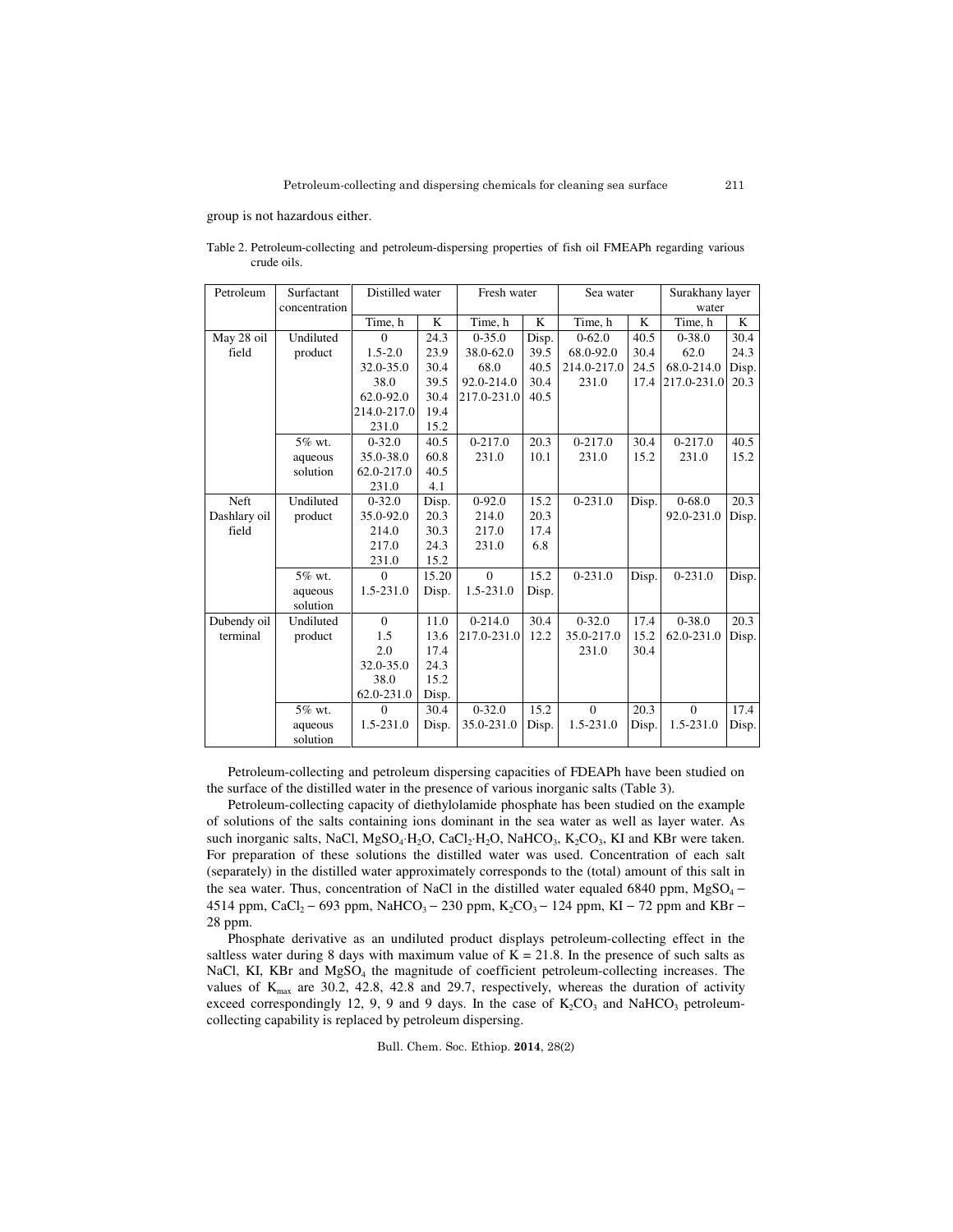group is not hazardous either.

Table 2. Petroleum-collecting and petroleum-dispersing properties of fish oil FMEAPh regarding various crude oils.

| Petroleum | Surfactant concentration | Distilled water | | Fresh water | | Sea water | | Surakhany layer water | |
|---|---|---|---|---|---|---|---|---|---|
| | | Time, h | K | Time, h | K | Time, h | K | Time, h | K |
| May 28 oil field | Undiluted product | 0<br>1.5-2.0<br>32.0-35.0<br>38.0<br>62.0-92.0<br>214.0-217.0<br>231.0 | 24.3<br>23.9<br>30.4<br>39.5<br>30.4<br>19.4<br>15.2 | 0-35.0<br>38.0-62.0<br>68.0<br>92.0-214.0<br>217.0-231.0 | Disp.<br>39.5<br>40.5<br>30.4<br>40.5 | 0-62.0<br>68.0-92.0<br>214.0-217.0<br>231.0 | 40.5<br>30.4<br>24.5<br>17.4 | 0-38.0<br>62.0<br>68.0-214.0<br>217.0-231.0 | 30.4<br>24.3<br>Disp.<br>20.3 |
| | 5% wt. aqueous solution | 0-32.0<br>35.0-38.0<br>62.0-217.0<br>231.0 | 40.5<br>60.8<br>40.5<br>4.1 | 0-217.0<br>231.0 | 20.3<br>10.1 | 0-217.0<br>231.0 | 30.4<br>15.2 | 0-217.0<br>231.0 | 40.5<br>15.2 |
| Neft Dashlary oil field | Undiluted product | 0-32.0<br>35.0-92.0<br>214.0<br>217.0<br>231.0 | Disp.<br>20.3<br>30.3<br>24.3<br>15.2 | 0-92.0<br>214.0<br>217.0<br>231.0 | 15.2<br>20.3<br>17.4<br>6.8 | 0-231.0 | Disp. | 0-68.0<br>92.0-231.0 | 20.3<br>Disp. |
| | 5% wt. aqueous solution | 0<br>1.5-231.0 | 15.20<br>Disp. | 0<br>1.5-231.0 | 15.2<br>Disp. | 0-231.0 | Disp. | 0-231.0 | Disp. |
| Dubendy oil terminal | Undiluted product | 0<br>1.5<br>2.0<br>32.0-35.0<br>38.0<br>62.0-231.0 | 11.0<br>13.6<br>17.4<br>24.3<br>15.2<br>Disp. | 0-214.0<br>217.0-231.0 | 30.4<br>12.2 | 0-32.0<br>35.0-217.0<br>231.0 | 17.4<br>15.2<br>30.4 | 0-38.0<br>62.0-231.0 | 20.3<br>Disp. |
| | 5% wt. aqueous solution | 0<br>1.5-231.0 | 30.4<br>Disp. | 0-32.0<br>35.0-231.0 | 15.2<br>Disp. | 0<br>1.5-231.0 | 20.3<br>Disp. | 0<br>1.5-231.0 | 17.4<br>Disp. |

Petroleum-collecting and petroleum dispersing capacities of FDEAPh have been studied on the surface of the distilled water in the presence of various inorganic salts (Table 3).

Petroleum-collecting capacity of diethylolamide phosphate has been studied on the example of solutions of the salts containing ions dominant in the sea water as well as layer water. As such inorganic salts, NaCl, $MgSO_4 \cdot H_2O$, $CaCl_2 \cdot H_2O$, $NaHCO_3$, $K_2CO_3$, KI and KBr were taken. For preparation of these solutions the distilled water was used. Concentration of each salt (separately) in the distilled water approximately corresponds to the (total) amount of this salt in the sea water. Thus, concentration of NaCl in the distilled water equaled 6840 ppm, $MgSO_4$ – 4514 ppm, $CaCl_2$ – 693 ppm, $NaHCO_3$ – 230 ppm, $K_2CO_3$ – 124 ppm, KI – 72 ppm and KBr – 28 ppm.

Phosphate derivative as an undiluted product displays petroleum-collecting effect in the saltless water during 8 days with maximum value of K = 21.8. In the presence of such salts as NaCl, KI, KBr and $MgSO_4$ the magnitude of coefficient petroleum-collecting increases. The values of $K_{max}$ are 30.2, 42.8, 42.8 and 29.7, respectively, whereas the duration of activity exceed correspondingly 12, 9, 9 and 9 days. In the case of $K_2CO_3$ and $NaHCO_3$ petroleum-collecting capability is replaced by petroleum dispersing.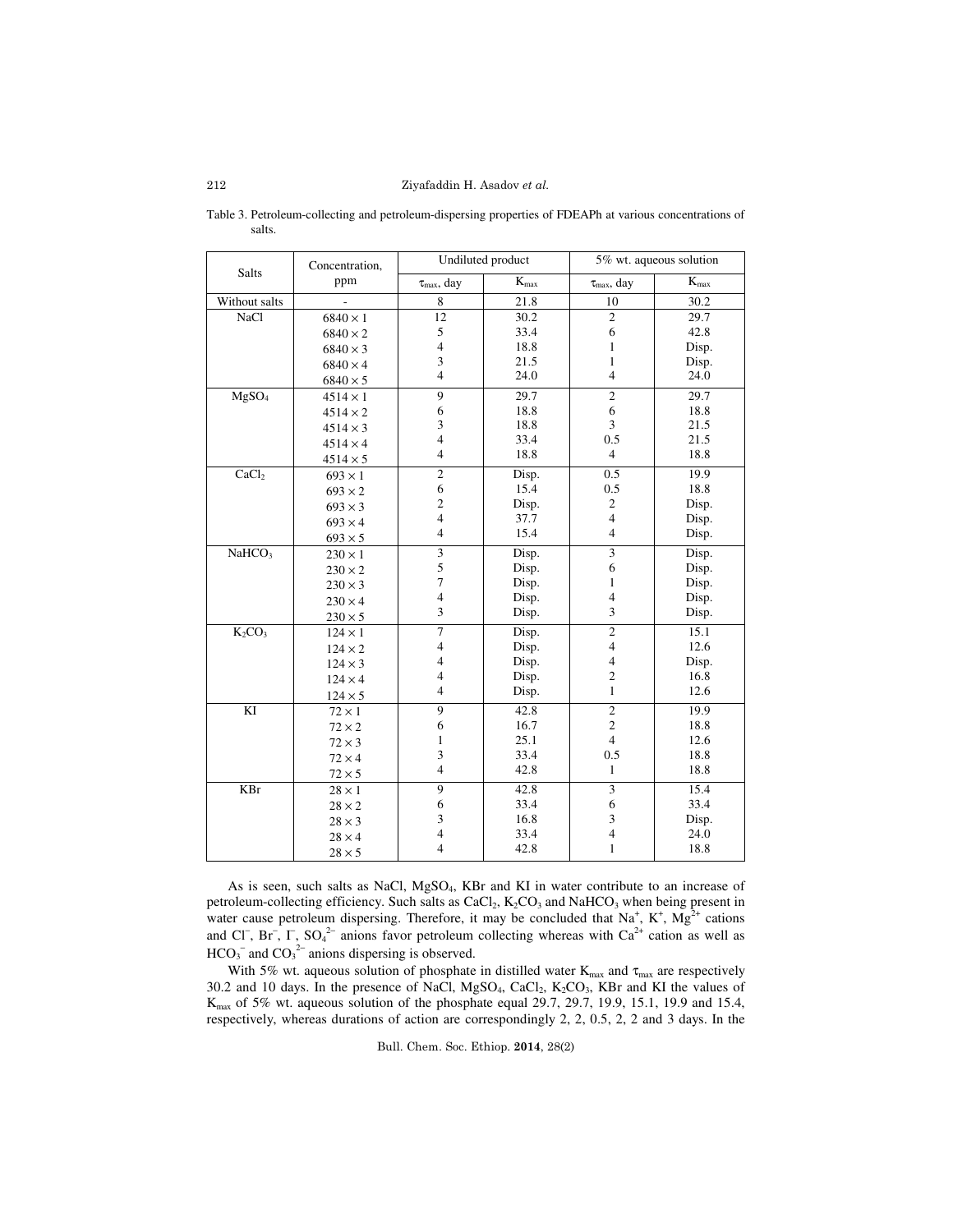Table 3. Petroleum-collecting and petroleum-dispersing properties of FDEAPh at various concentrations of salts.

| Salts | Concentration, ppm | Undiluted product | | 5% wt. aqueous solution | |
|---|---|---|---|---|---|
| | | $\tau_{max}$, day | $K_{max}$ | $\tau_{max}$, day | $K_{max}$ |
| Without salts | - | 8 | 21.8 | 10 | 30.2 |
| NaCl | $6840 \times 1$ | 12 | 30.2 | 2 | 29.7 |
| | $6840 \times 2$ | 5 | 33.4 | 6 | 42.8 |
| | $6840 \times 3$ | 4 | 18.8 | 1 | Disp. |
| | $6840 \times 4$ | 3 | 21.5 | 1 | Disp. |
| | $6840 \times 5$ | 4 | 24.0 | 4 | 24.0 |
| $MgSO_4$ | $4514 \times 1$ | 9 | 29.7 | 2 | 29.7 |
| | $4514 \times 2$ | 6 | 18.8 | 6 | 18.8 |
| | $4514 \times 3$ | 3 | 18.8 | 3 | 21.5 |
| | $4514 \times 4$ | 4 | 33.4 | 0.5 | 21.5 |
| | $4514 \times 5$ | 4 | 18.8 | 4 | 18.8 |
| $CaCl_2$ | $693 \times 1$ | 2 | Disp. | 0.5 | 19.9 |
| | $693 \times 2$ | 6 | 15.4 | 0.5 | 18.8 |
| | $693 \times 3$ | 2 | Disp. | 2 | Disp. |
| | $693 \times 4$ | 4 | 37.7 | 4 | Disp. |
| | $693 \times 5$ | 4 | 15.4 | 4 | Disp. |
| $NaHCO_3$ | $230 \times 1$ | 3 | Disp. | 3 | Disp. |
| | $230 \times 2$ | 5 | Disp. | 6 | Disp. |
| | $230 \times 3$ | 7 | Disp. | 1 | Disp. |
| | $230 \times 4$ | 4 | Disp. | 4 | Disp. |
| | $230 \times 5$ | 3 | Disp. | 3 | Disp. |
| $K_2CO_3$ | $124 \times 1$ | 7 | Disp. | 2 | 15.1 |
| | $124 \times 2$ | 4 | Disp. | 4 | 12.6 |
| | $124 \times 3$ | 4 | Disp. | 4 | Disp. |
| | $124 \times 4$ | 4 | Disp. | 2 | 16.8 |
| | $124 \times 5$ | 4 | Disp. | 1 | 12.6 |
| KI | $72 \times 1$ | 9 | 42.8 | 2 | 19.9 |
| | $72 \times 2$ | 6 | 16.7 | 2 | 18.8 |
| | $72 \times 3$ | 1 | 25.1 | 4 | 12.6 |
| | $72 \times 4$ | 3 | 33.4 | 0.5 | 18.8 |
| | $72 \times 5$ | 4 | 42.8 | 1 | 18.8 |
| KBr | $28 \times 1$ | 9 | 42.8 | 3 | 15.4 |
| | $28 \times 2$ | 6 | 33.4 | 6 | 33.4 |
| | $28 \times 3$ | 3 | 16.8 | 3 | Disp. |
| | $28 \times 4$ | 4 | 33.4 | 4 | 24.0 |
| | $28 \times 5$ | 4 | 42.8 | 1 | 18.8 |

As is seen, such salts as NaCl, $MgSO_4$, KBr and KI in water contribute to an increase of petroleum-collecting efficiency. Such salts as $CaCl_2$, $K_2CO_3$ and $NaHCO_3$ when being present in water cause petroleum dispersing. Therefore, it may be concluded that $Na^+$, $K^+$, $Mg^{2+}$ cations and $Cl^-$, $Br^-$, $I^-$, $SO_4^{2-}$ anions favor petroleum collecting whereas with $Ca^{2+}$ cation as well as $HCO_3^-$ and $CO_3^{2-}$ anions dispersing is observed.

With 5% wt. aqueous solution of phosphate in distilled water $K_{max}$ and $\tau_{max}$ are respectively 30.2 and 10 days. In the presence of NaCl, $MgSO_4$, $CaCl_2$, $K_2CO_3$, KBr and KI the values of $K_{max}$ of 5% wt. aqueous solution of the phosphate equal 29.7, 29.7, 19.9, 15.1, 19.9 and 15.4, respectively, whereas durations of action are correspondingly 2, 2, 0.5, 2, 2 and 3 days. In the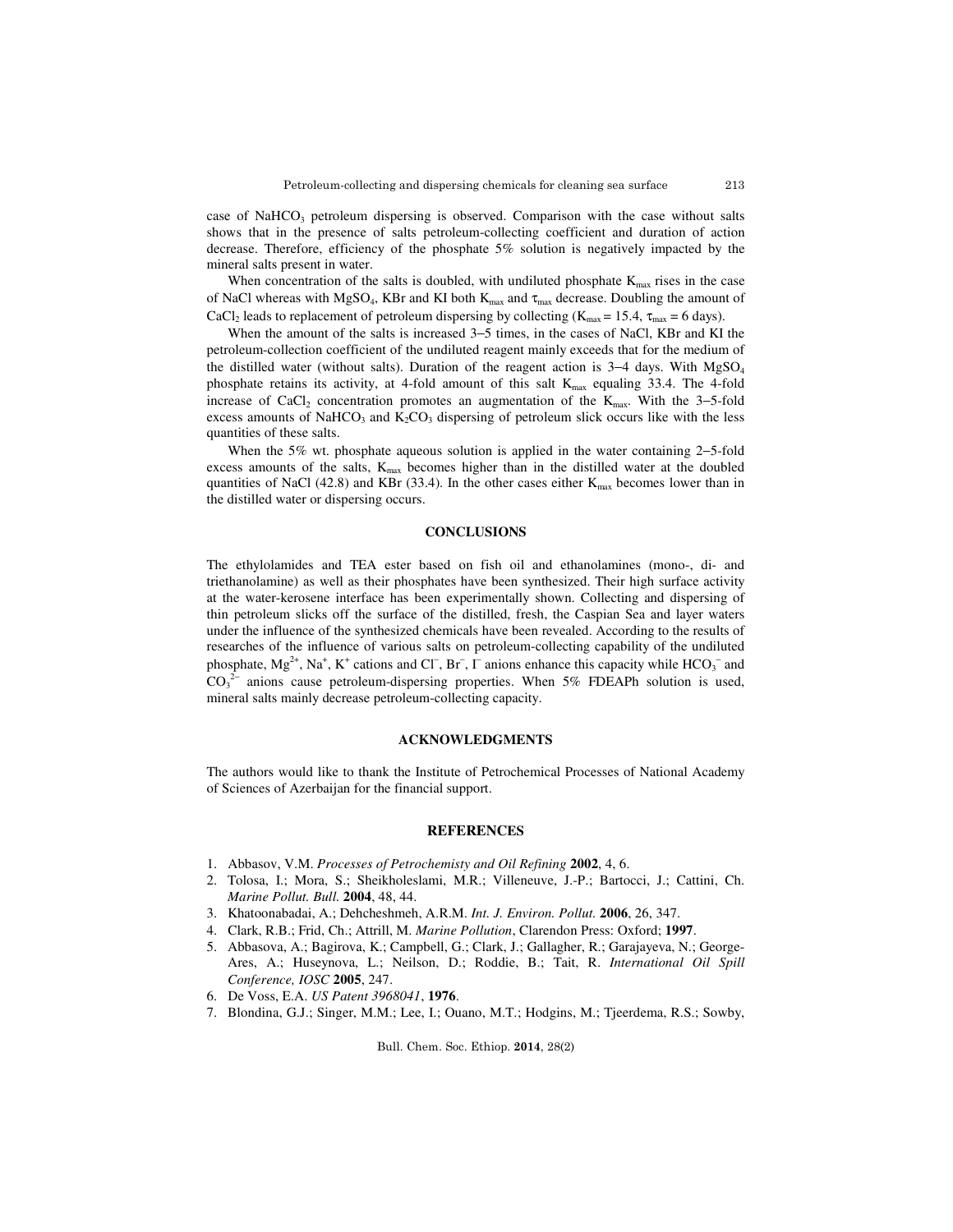case of $NaHCO_3$ petroleum dispersing is observed. Comparison with the case without salts shows that in the presence of salts petroleum-collecting coefficient and duration of action decrease. Therefore, efficiency of the phosphate 5% solution is negatively impacted by the mineral salts present in water.

When concentration of the salts is doubled, with undiluted phosphate $K_{max}$ rises in the case of NaCl whereas with $MgSO_4$, KBr and KI both $K_{max}$ and $\tau_{max}$ decrease. Doubling the amount of $CaCl_2$ leads to replacement of petroleum dispersing by collecting ($K_{max}$ = 15.4, $\tau_{max}$ = 6 days).

When the amount of the salts is increased 3–5 times, in the cases of NaCl, KBr and KI the petroleum-collection coefficient of the undiluted reagent mainly exceeds that for the medium of the distilled water (without salts). Duration of the reagent action is 3–4 days. With $MgSO_4$ phosphate retains its activity, at 4-fold amount of this salt $K_{max}$ equaling 33.4. The 4-fold increase of $CaCl_2$ concentration promotes an augmentation of the $K_{max}$. With the 3–5-fold excess amounts of $NaHCO_3$ and $K_2CO_3$ dispersing of petroleum slick occurs like with the less quantities of these salts.

When the 5% wt. phosphate aqueous solution is applied in the water containing 2–5-fold excess amounts of the salts, $K_{max}$ becomes higher than in the distilled water at the doubled quantities of NaCl (42.8) and KBr (33.4). In the other cases either $K_{max}$ becomes lower than in the distilled water or dispersing occurs.

## CONCLUSIONS

The ethylolamides and TEA ester based on fish oil and ethanolamines (mono-, di- and triethanolamine) as well as their phosphates have been synthesized. Their high surface activity at the water-kerosene interface has been experimentally shown. Collecting and dispersing of thin petroleum slicks off the surface of the distilled, fresh, the Caspian Sea and layer waters under the influence of the synthesized chemicals have been revealed. According to the results of researches of the influence of various salts on petroleum-collecting capability of the undiluted phosphate, $Mg^{2+}$, $Na^{+}$, $K^{+}$ cations and $Cl^{-}$, $Br^{-}$, $I^{-}$ anions enhance this capacity while $HCO_3^{-}$ and $CO_3^{2-}$ anions cause petroleum-dispersing properties. When 5% FDEAPh solution is used, mineral salts mainly decrease petroleum-collecting capacity.

## ACKNOWLEDGMENTS

The authors would like to thank the Institute of Petrochemical Processes of National Academy of Sciences of Azerbaijan for the financial support.

## REFERENCES

1. Abbasov, V.M. *Processes of Petrochemisty and Oil Refining* **2002**, 4, 6.
2. Tolosa, I.; Mora, S.; Sheikholeslami, M.R.; Villeneuve, J.-P.; Bartocci, J.; Cattini, Ch. *Marine Pollut. Bull.* **2004**, 48, 44.
3. Khatoonabadai, A.; Dehcheshmeh, A.R.M. *Int. J. Environ. Pollut.* **2006**, 26, 347.
4. Clark, R.B.; Frid, Ch.; Attrill, M. *Marine Pollution*, Clarendon Press: Oxford; **1997**.
5. Abbasova, A.; Bagirova, K.; Campbell, G.; Clark, J.; Gallagher, R.; Garajayeva, N.; George-Ares, A.; Huseynova, L.; Neilson, D.; Roddie, B.; Tait, R. *International Oil Spill Conference, IOSC* **2005**, 247.
6. De Voss, E.A. *US Patent 3968041*, **1976**.
7. Blondina, G.J.; Singer, M.M.; Lee, I.; Ouano, M.T.; Hodgins, M.; Tjeerdema, R.S.; Sowby,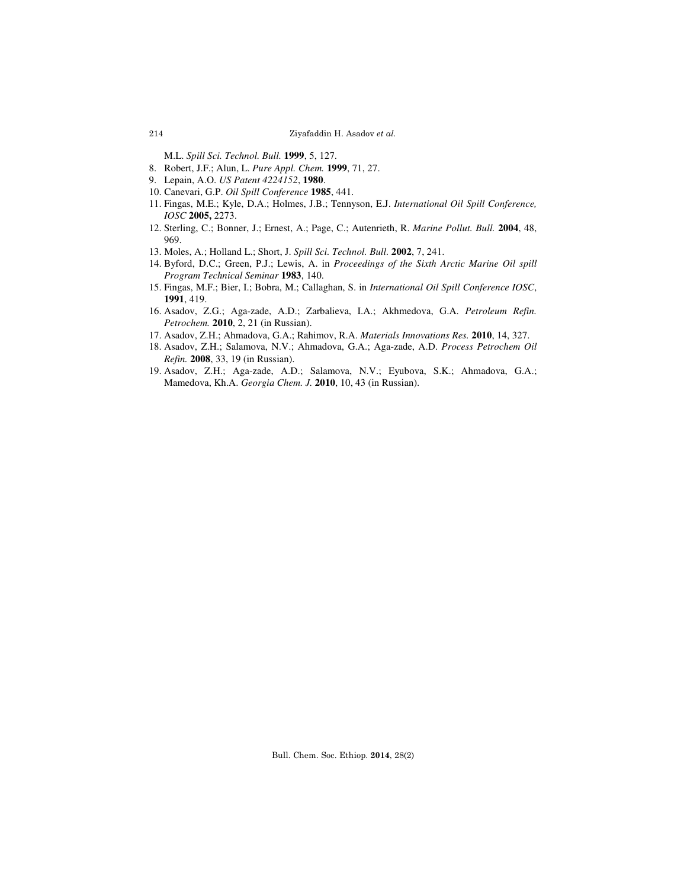M.L. *Spill Sci. Technol. Bull.* **1999**, 5, 127.

8. Robert, J.F.; Alun, L. *Pure Appl. Chem.* **1999**, 71, 27.
9. Lepain, A.O. *US Patent 4224152*, **1980**.
10. Canevari, G.P. *Oil Spill Conference* **1985**, 441.
11. Fingas, M.E.; Kyle, D.A.; Holmes, J.B.; Tennyson, E.J. *International Oil Spill Conference, IOSC* **2005,** 2273.
12. Sterling, C.; Bonner, J.; Ernest, A.; Page, C.; Autenrieth, R. *Marine Pollut. Bull.* **2004**, 48, 969.
13. Moles, A.; Holland L.; Short, J. *Spill Sci. Technol. Bull.* **2002**, 7, 241.
14. Byford, D.C.; Green, P.J.; Lewis, A. in *Proceedings of the Sixth Arctic Marine Oil spill Program Technical Seminar* **1983**, 140.
15. Fingas, M.F.; Bier, I.; Bobra, M.; Callaghan, S. in *International Oil Spill Conference IOSC*, **1991**, 419.
16. Asadov, Z.G.; Aga-zade, A.D.; Zarbalieva, I.A.; Akhmedova, G.A. *Petroleum Refin. Petrochem.* **2010**, 2, 21 (in Russian).
17. Asadov, Z.H.; Ahmadova, G.A.; Rahimov, R.A. *Materials Innovations Res.* **2010**, 14, 327.
18. Asadov, Z.H.; Salamova, N.V.; Ahmadova, G.A.; Aga-zade, A.D. *Process Petrochem Oil Refin.* **2008**, 33, 19 (in Russian).
19. Asadov, Z.H.; Aga-zade, A.D.; Salamova, N.V.; Eyubova, S.K.; Ahmadova, G.A.; Mamedova, Kh.A. *Georgia Chem. J.* **2010**, 10, 43 (in Russian).